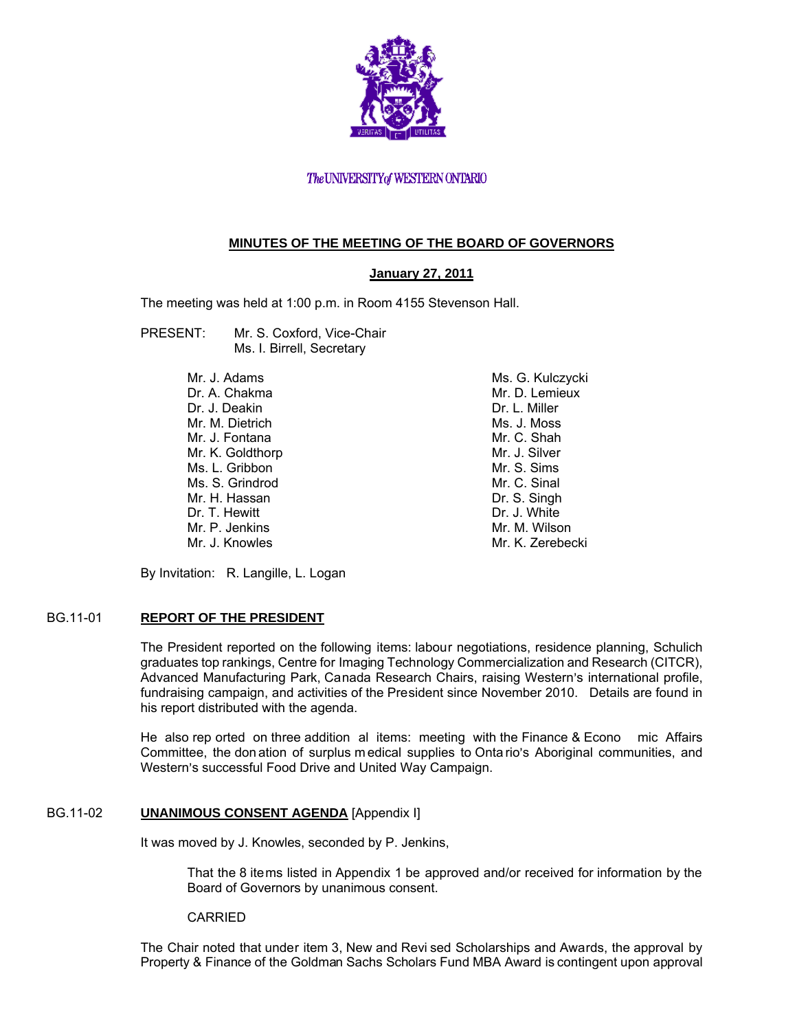The UNIVERSITY of WESTERN ONTARIO

## MINUTES OF THE MEETING OF THE BOARD OF GOVERNORS

### January 27, 2011

The meeting was held at 1:00 p.m. in Room 4155 Stevenson Hall.

PRESENT: Mr. S. Coxford, Vice-Chair
Ms. I. Birrell, Secretary

Mr. J. Adams
Dr. A. Chakma
Dr. J. Deakin
Mr. M. Dietrich
Mr. J. Fontana
Mr. K. Goldthorp
Ms. L. Gribbon
Ms. S. Grindrod
Mr. H. Hassan
Dr. T. Hewitt
Mr. P. Jenkins
Mr. J. Knowles
Ms. G. Kulczycki
Mr. D. Lemieux
Dr. L. Miller
Ms. J. Moss
Mr. C. Shah
Mr. J. Silver
Mr. S. Sims
Mr. C. Sinal
Dr. S. Singh
Dr. J. White
Mr. M. Wilson
Mr. K. Zerebecki

By Invitation: R. Langille, L. Logan

BG.11-01 **REPORT OF THE PRESIDENT**

The President reported on the following items: labour negotiations, residence planning, Schulich graduates top rankings, Centre for Imaging Technology Commercialization and Research (CITCR), Advanced Manufacturing Park, Canada Research Chairs, raising Western's international profile, fundraising campaign, and activities of the President since November 2010. Details are found in his report distributed with the agenda.

He also reported on three additional items: meeting with the Finance & Economic Affairs Committee, the donation of surplus medical supplies to Ontario's Aboriginal communities, and Western's successful Food Drive and United Way Campaign.

BG.11-02 **UNANIMOUS CONSENT AGENDA** [Appendix I]

It was moved by J. Knowles, seconded by P. Jenkins,

> That the 8 items listed in Appendix 1 be approved and/or received for information by the Board of Governors by unanimous consent.
>
> CARRIED

The Chair noted that under item 3, New and Revised Scholarships and Awards, the approval by Property & Finance of the Goldman Sachs Scholars Fund MBA Award is contingent upon approval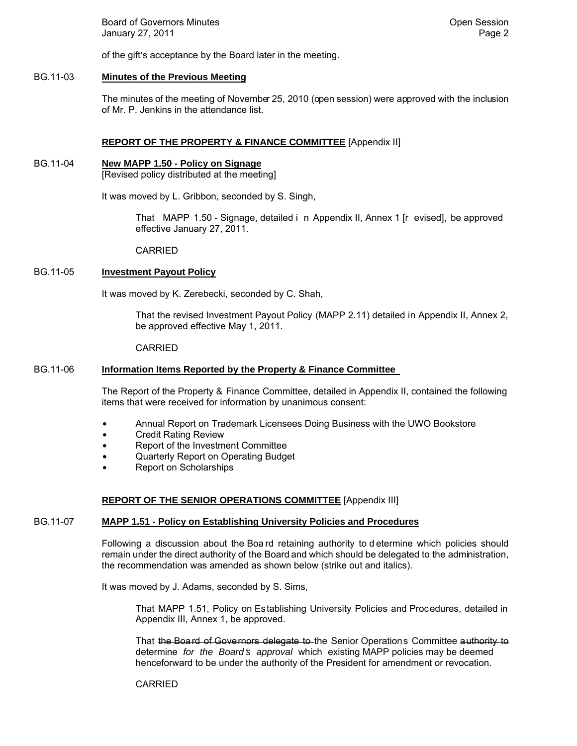of the gift's acceptance by the Board later in the meeting.

**BG.11-03 Minutes of the Previous Meeting**

The minutes of the meeting of November 25, 2010 (open session) were approved with the inclusion of Mr. P. Jenkins in the attendance list.

## REPORT OF THE PROPERTY & FINANCE COMMITTEE [Appendix II]

**BG.11-04 New MAPP 1.50 - Policy on Signage**
[Revised policy distributed at the meeting]

It was moved by L. Gribbon, seconded by S. Singh,

> That MAPP 1.50 - Signage, detailed in Appendix II, Annex 1 [revised], be approved effective January 27, 2011.
>
> CARRIED

**BG.11-05 Investment Payout Policy**

It was moved by K. Zerebecki, seconded by C. Shah,

> That the revised Investment Payout Policy (MAPP 2.11) detailed in Appendix II, Annex 2, be approved effective May 1, 2011.
>
> CARRIED

**BG.11-06 Information Items Reported by the Property & Finance Committee**

The Report of the Property & Finance Committee, detailed in Appendix II, contained the following items that were received for information by unanimous consent:

- Annual Report on Trademark Licensees Doing Business with the UWO Bookstore
- Credit Rating Review
- Report of the Investment Committee
- Quarterly Report on Operating Budget
- Report on Scholarships

## REPORT OF THE SENIOR OPERATIONS COMMITTEE [Appendix III]

**BG.11-07 MAPP 1.51 - Policy on Establishing University Policies and Procedures**

Following a discussion about the Board retaining authority to determine which policies should remain under the direct authority of the Board and which should be delegated to the administration, the recommendation was amended as shown below (strike out and italics).

It was moved by J. Adams, seconded by S. Sims,

> That MAPP 1.51, Policy on Establishing University Policies and Procedures, detailed in Appendix III, Annex 1, be approved.
>
> That ~~the Board of Governors delegate to~~ the Senior Operations Committee ~~authority to~~ determine *for the Board's approval* which existing MAPP policies may be deemed henceforward to be under the authority of the President for amendment or revocation.
>
> CARRIED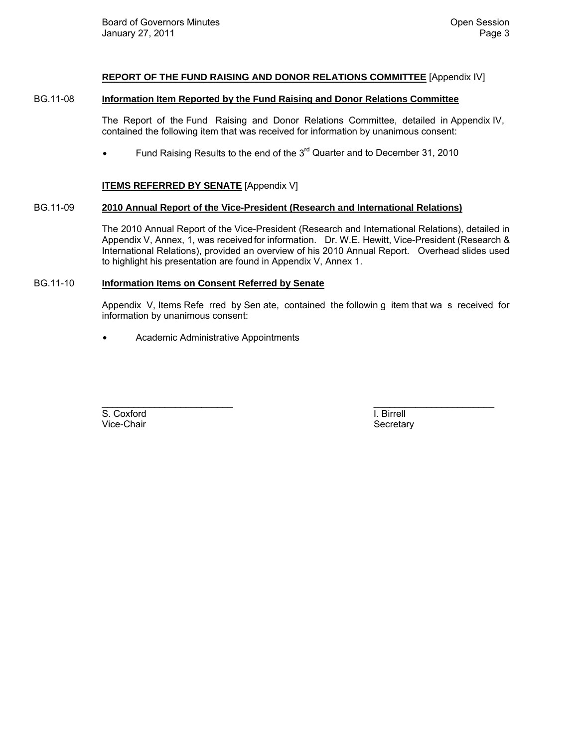**REPORT OF THE FUND RAISING AND DONOR RELATIONS COMMITTEE** [Appendix IV]

BG.11-08 **Information Item Reported by the Fund Raising and Donor Relations Committee**

The Report of the Fund Raising and Donor Relations Committee, detailed in Appendix IV, contained the following item that was received for information by unanimous consent:

- Fund Raising Results to the end of the 3rd Quarter and to December 31, 2010

**ITEMS REFERRED BY SENATE** [Appendix V]

BG.11-09 **2010 Annual Report of the Vice-President (Research and International Relations)**

The 2010 Annual Report of the Vice-President (Research and International Relations), detailed in Appendix V, Annex, 1, was received for information. Dr. W.E. Hewitt, Vice-President (Research & International Relations), provided an overview of his 2010 Annual Report. Overhead slides used to highlight his presentation are found in Appendix V, Annex 1.

BG.11-10 **Information Items on Consent Referred by Senate**

Appendix V, Items Referred by Senate, contained the following item that was received for information by unanimous consent:

- Academic Administrative Appointments

S. Coxford
Vice-Chair

I. Birrell
Secretary